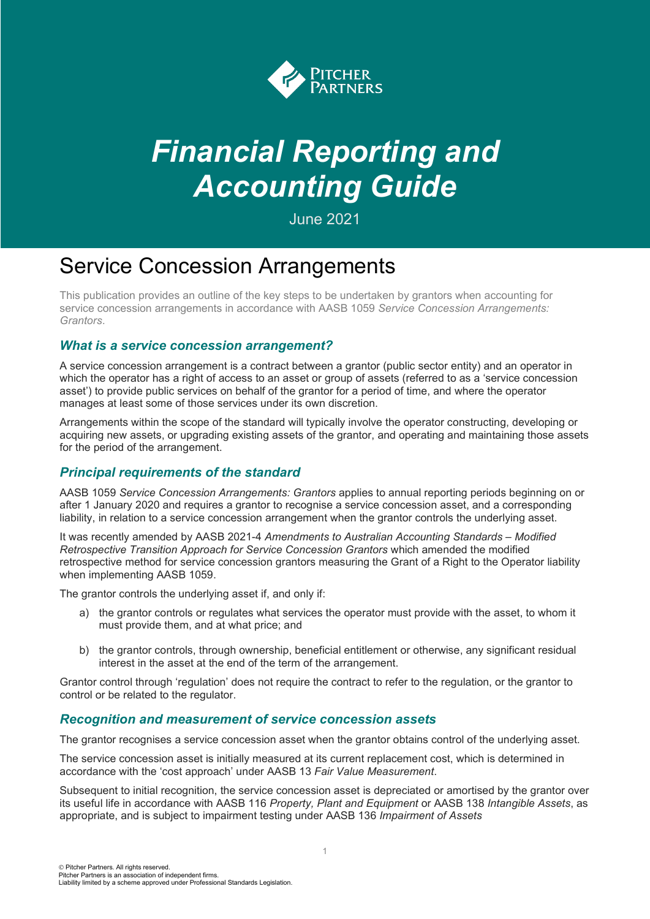# Financial Reporting and Accounting Guide

June 2021

## Service Concession Arrangements

This publication provides an outline of the key steps to be undertaken by grantors when accounting for service concession arrangements in accordance with AASB 1059 *Service Concession Arrangements: Grantors*.

### *What is a service concession arrangement?*

A service concession arrangement is a contract between a grantor (public sector entity) and an operator in which the operator has a right of access to an asset or group of assets (referred to as a 'service concession asset') to provide public services on behalf of the grantor for a period of time, and where the operator manages at least some of those services under its own discretion.

Arrangements within the scope of the standard will typically involve the operator constructing, developing or acquiring new assets, or upgrading existing assets of the grantor, and operating and maintaining those assets for the period of the arrangement.

### *Principal requirements of the standard*

AASB 1059 *Service Concession Arrangements: Grantors* applies to annual reporting periods beginning on or after 1 January 2020 and requires a grantor to recognise a service concession asset, and a corresponding liability, in relation to a service concession arrangement when the grantor controls the underlying asset.

It was recently amended by AASB 2021-4 *Amendments to Australian Accounting Standards – Modified Retrospective Transition Approach for Service Concession Grantors* which amended the modified retrospective method for service concession grantors measuring the Grant of a Right to the Operator liability when implementing AASB 1059.

The grantor controls the underlying asset if, and only if:

a) the grantor controls or regulates what services the operator must provide with the asset, to whom it must provide them, and at what price; and

b) the grantor controls, through ownership, beneficial entitlement or otherwise, any significant residual interest in the asset at the end of the term of the arrangement.

Grantor control through 'regulation' does not require the contract to refer to the regulation, or the grantor to control or be related to the regulator.

### *Recognition and measurement of service concession assets*

The grantor recognises a service concession asset when the grantor obtains control of the underlying asset.

The service concession asset is initially measured at its current replacement cost, which is determined in accordance with the 'cost approach' under AASB 13 *Fair Value Measurement*.

Subsequent to initial recognition, the service concession asset is depreciated or amortised by the grantor over its useful life in accordance with AASB 116 *Property, Plant and Equipment* or AASB 138 *Intangible Assets*, as appropriate, and is subject to impairment testing under AASB 136 *Impairment of Assets*

© Pitcher Partners. All rights reserved.
Pitcher Partners is an association of independent firms.
Liability limited by a scheme approved under Professional Standards Legislation.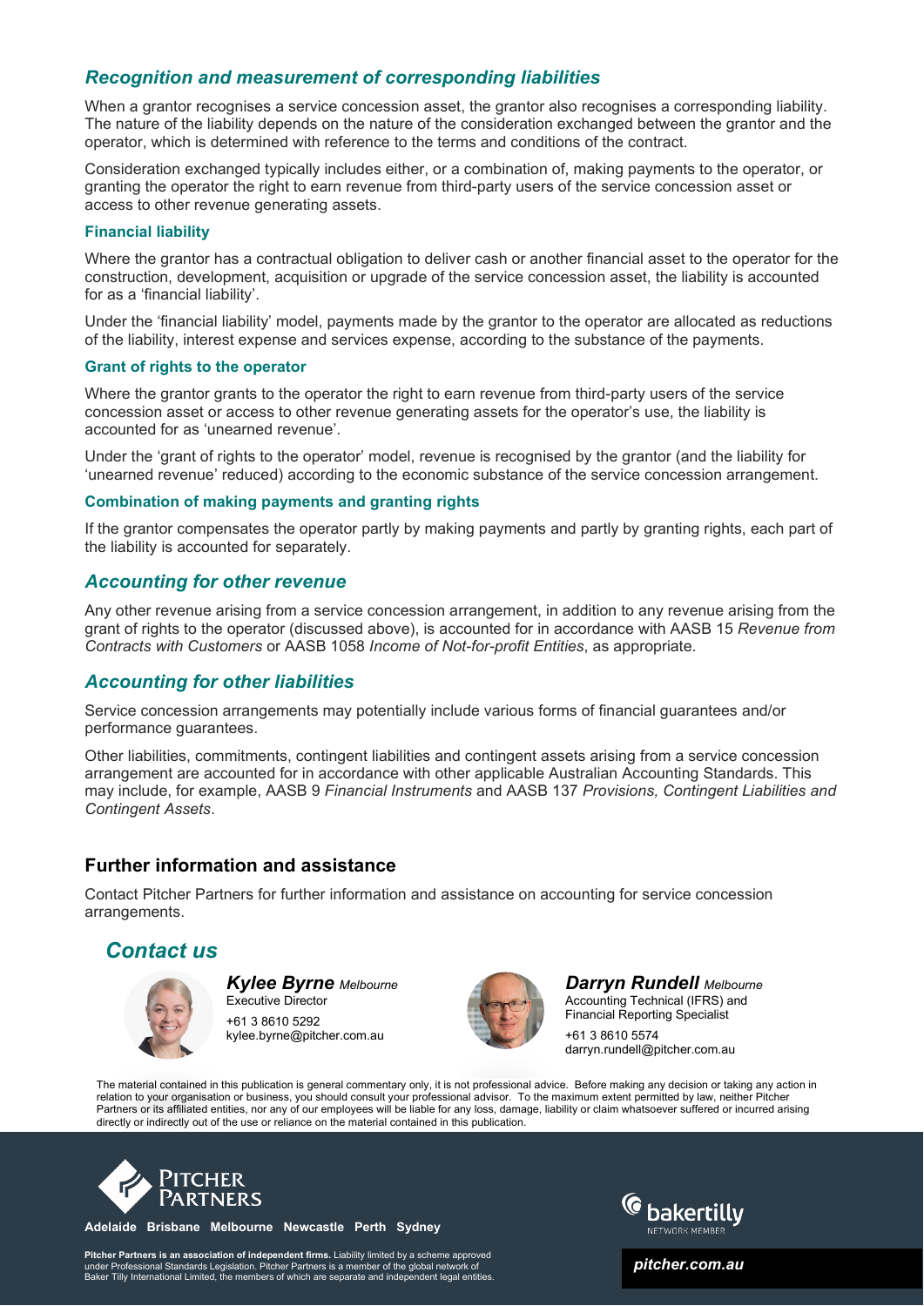## *Recognition and measurement of corresponding liabilities*

When a grantor recognises a service concession asset, the grantor also recognises a corresponding liability. The nature of the liability depends on the nature of the consideration exchanged between the grantor and the operator, which is determined with reference to the terms and conditions of the contract.

Consideration exchanged typically includes either, or a combination of, making payments to the operator, or granting the operator the right to earn revenue from third-party users of the service concession asset or access to other revenue generating assets.

#### Financial liability

Where the grantor has a contractual obligation to deliver cash or another financial asset to the operator for the construction, development, acquisition or upgrade of the service concession asset, the liability is accounted for as a 'financial liability'.

Under the 'financial liability' model, payments made by the grantor to the operator are allocated as reductions of the liability, interest expense and services expense, according to the substance of the payments.

#### Grant of rights to the operator

Where the grantor grants to the operator the right to earn revenue from third-party users of the service concession asset or access to other revenue generating assets for the operator's use, the liability is accounted for as 'unearned revenue'.

Under the 'grant of rights to the operator' model, revenue is recognised by the grantor (and the liability for 'unearned revenue' reduced) according to the economic substance of the service concession arrangement.

#### Combination of making payments and granting rights

If the grantor compensates the operator partly by making payments and partly by granting rights, each part of the liability is accounted for separately.

## *Accounting for other revenue*

Any other revenue arising from a service concession arrangement, in addition to any revenue arising from the grant of rights to the operator (discussed above), is accounted for in accordance with AASB 15 *Revenue from Contracts with Customers* or AASB 1058 *Income of Not-for-profit Entities*, as appropriate.

## *Accounting for other liabilities*

Service concession arrangements may potentially include various forms of financial guarantees and/or performance guarantees.

Other liabilities, commitments, contingent liabilities and contingent assets arising from a service concession arrangement are accounted for in accordance with other applicable Australian Accounting Standards. This may include, for example, AASB 9 *Financial Instruments* and AASB 137 *Provisions, Contingent Liabilities and Contingent Assets*.

## Further information and assistance

Contact Pitcher Partners for further information and assistance on accounting for service concession arrangements.

## *Contact us*

***Kylee Byrne*** *Melbourne*
Executive Director
+61 3 8610 5292
kylee.byrne@pitcher.com.au

***Darryn Rundell*** *Melbourne*
Accounting Technical (IFRS) and Financial Reporting Specialist
+61 3 8610 5574
darryn.rundell@pitcher.com.au

The material contained in this publication is general commentary only, it is not professional advice. Before making any decision or taking any action in relation to your organisation or business, you should consult your professional advisor. To the maximum extent permitted by law, neither Pitcher Partners or its affiliated entities, nor any of our employees will be liable for any loss, damage, liability or claim whatsoever suffered or incurred arising directly or indirectly out of the use or reliance on the material contained in this publication.

Pitcher Partners

**Adelaide Brisbane Melbourne Newcastle Perth Sydney**

**Pitcher Partners is an association of independent firms.** Liability limited by a scheme approved under Professional Standards Legislation. Pitcher Partners is a member of the global network of Baker Tilly International Limited, the members of which are separate and independent legal entities.

bakertilly NETWORK MEMBER

***pitcher.com.au***